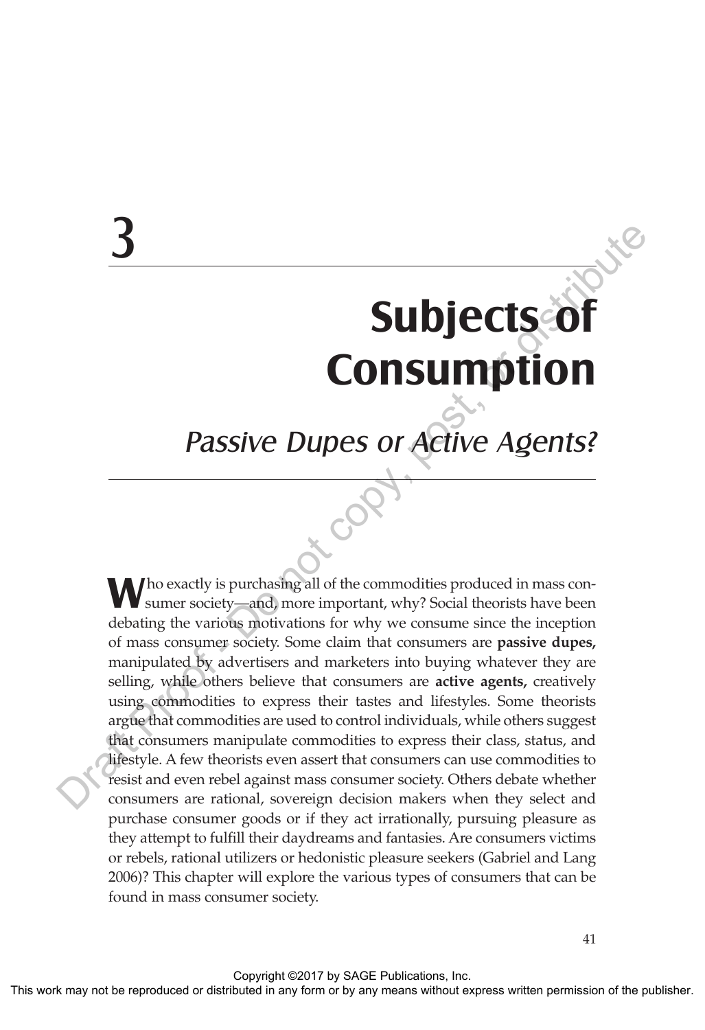# 3

# Subjects of Consumption

## *Passive Dupes or Active Agents?*

Who exactly is purchasing all of the commodities produced in mass consumer society—and, more important, why? Social theorists have been debating the various motivations for why we consume since the inception of mass consumer society. Some claim that consumers are **passive dupes,** manipulated by advertisers and marketers into buying whatever they are selling, while others believe that consumers are **active agents,** creatively using commodities to express their tastes and lifestyles. Some theorists argue that commodities are used to control individuals, while others suggest that consumers manipulate commodities to express their class, status, and lifestyle. A few theorists even assert that consumers can use commodities to resist and even rebel against mass consumer society. Others debate whether consumers are rational, sovereign decision makers when they select and purchase consumer goods or if they act irrationally, pursuing pleasure as they attempt to fulfill their daydreams and fantasies. Are consumers victims or rebels, rational utilizers or hedonistic pleasure seekers (Gabriel and Lang 2006)? This chapter will explore the various types of consumers that can be found in mass consumer society.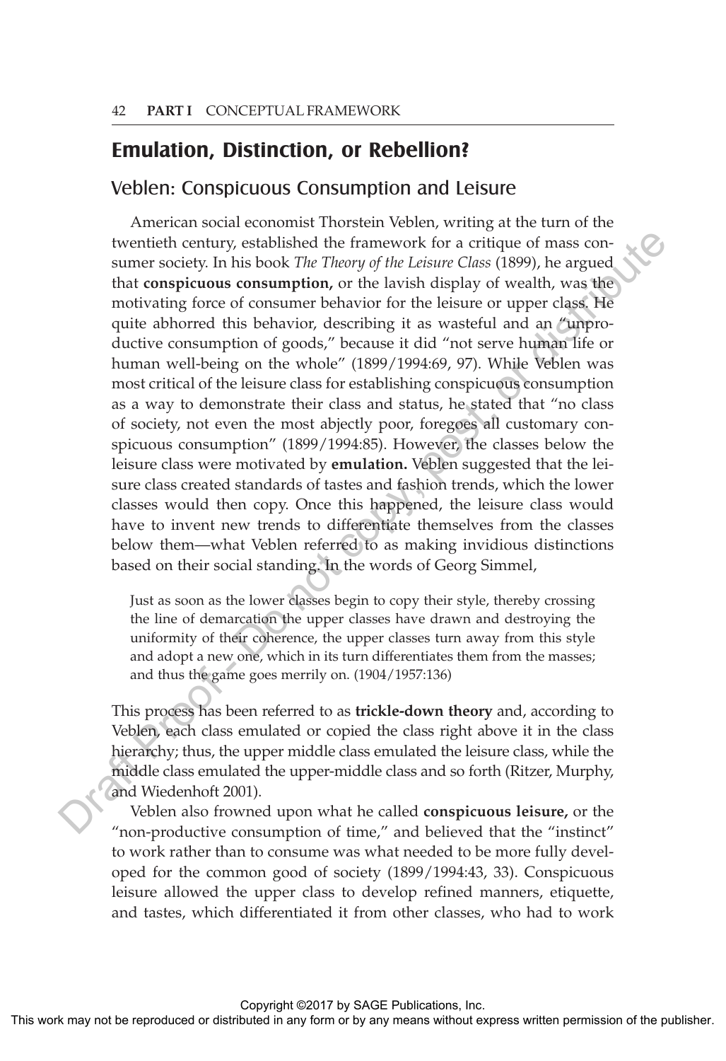## Emulation, Distinction, or Rebellion?

### Veblen: Conspicuous Consumption and Leisure

American social economist Thorstein Veblen, writing at the turn of the twentieth century, established the framework for a critique of mass consumer society. In his book *The Theory of the Leisure Class* (1899), he argued that **conspicuous consumption,** or the lavish display of wealth, was the motivating force of consumer behavior for the leisure or upper class. He quite abhorred this behavior, describing it as wasteful and an "unproductive consumption of goods," because it did "not serve human life or human well-being on the whole" (1899/1994:69, 97). While Veblen was most critical of the leisure class for establishing conspicuous consumption as a way to demonstrate their class and status, he stated that "no class of society, not even the most abjectly poor, foregoes all customary conspicuous consumption" (1899/1994:85). However, the classes below the leisure class were motivated by **emulation.** Veblen suggested that the leisure class created standards of tastes and fashion trends, which the lower classes would then copy. Once this happened, the leisure class would have to invent new trends to differentiate themselves from the classes below them—what Veblen referred to as making invidious distinctions based on their social standing. In the words of Georg Simmel,

> Just as soon as the lower classes begin to copy their style, thereby crossing the line of demarcation the upper classes have drawn and destroying the uniformity of their coherence, the upper classes turn away from this style and adopt a new one, which in its turn differentiates them from the masses; and thus the game goes merrily on. (1904/1957:136)

This process has been referred to as **trickle-down theory** and, according to Veblen, each class emulated or copied the class right above it in the class hierarchy; thus, the upper middle class emulated the leisure class, while the middle class emulated the upper-middle class and so forth (Ritzer, Murphy, and Wiedenhoft 2001).

Veblen also frowned upon what he called **conspicuous leisure,** or the "non-productive consumption of time," and believed that the "instinct" to work rather than to consume was what needed to be more fully developed for the common good of society (1899/1994:43, 33). Conspicuous leisure allowed the upper class to develop refined manners, etiquette, and tastes, which differentiated it from other classes, who had to work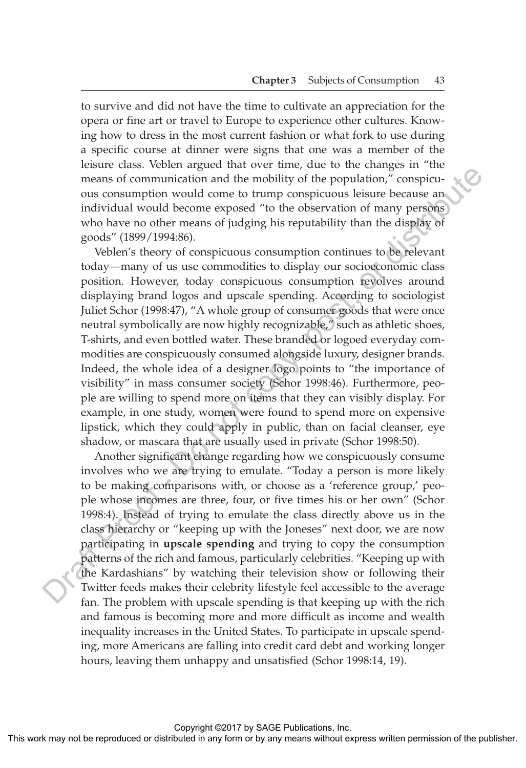to survive and did not have the time to cultivate an appreciation for the opera or fine art or travel to Europe to experience other cultures. Knowing how to dress in the most current fashion or what fork to use during a specific course at dinner were signs that one was a member of the leisure class. Veblen argued that over time, due to the changes in "the means of communication and the mobility of the population," conspicuous consumption would come to trump conspicuous leisure because an individual would become exposed "to the observation of many persons who have no other means of judging his reputability than the display of goods" (1899/1994:86).

Veblen's theory of conspicuous consumption continues to be relevant today—many of us use commodities to display our socioeconomic class position. However, today conspicuous consumption revolves around displaying brand logos and upscale spending. According to sociologist Juliet Schor (1998:47), "A whole group of consumer goods that were once neutral symbolically are now highly recognizable," such as athletic shoes, T-shirts, and even bottled water. These branded or logoed everyday commodities are conspicuously consumed alongside luxury, designer brands. Indeed, the whole idea of a designer logo points to "the importance of visibility" in mass consumer society (Schor 1998:46). Furthermore, people are willing to spend more on items that they can visibly display. For example, in one study, women were found to spend more on expensive lipstick, which they could apply in public, than on facial cleanser, eye shadow, or mascara that are usually used in private (Schor 1998:50).

Another significant change regarding how we conspicuously consume involves who we are trying to emulate. "Today a person is more likely to be making comparisons with, or choose as a 'reference group,' people whose incomes are three, four, or five times his or her own" (Schor 1998:4). Instead of trying to emulate the class directly above us in the class hierarchy or "keeping up with the Joneses" next door, we are now participating in **upscale spending** and trying to copy the consumption patterns of the rich and famous, particularly celebrities. "Keeping up with the Kardashians" by watching their television show or following their Twitter feeds makes their celebrity lifestyle feel accessible to the average fan. The problem with upscale spending is that keeping up with the rich and famous is becoming more and more difficult as income and wealth inequality increases in the United States. To participate in upscale spending, more Americans are falling into credit card debt and working longer hours, leaving them unhappy and unsatisfied (Schor 1998:14, 19).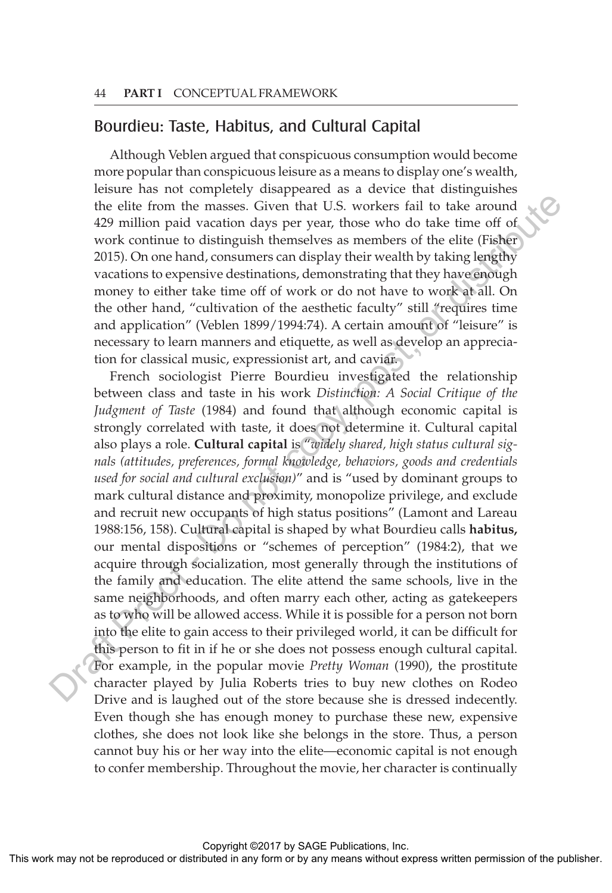## Bourdieu: Taste, Habitus, and Cultural Capital

Although Veblen argued that conspicuous consumption would become more popular than conspicuous leisure as a means to display one's wealth, leisure has not completely disappeared as a device that distinguishes the elite from the masses. Given that U.S. workers fail to take around 429 million paid vacation days per year, those who do take time off of work continue to distinguish themselves as members of the elite (Fisher 2015). On one hand, consumers can display their wealth by taking lengthy vacations to expensive destinations, demonstrating that they have enough money to either take time off of work or do not have to work at all. On the other hand, "cultivation of the aesthetic faculty" still "requires time and application" (Veblen 1899/1994:74). A certain amount of "leisure" is necessary to learn manners and etiquette, as well as develop an appreciation for classical music, expressionist art, and caviar.

French sociologist Pierre Bourdieu investigated the relationship between class and taste in his work *Distinction: A Social Critique of the Judgment of Taste* (1984) and found that although economic capital is strongly correlated with taste, it does not determine it. Cultural capital also plays a role. **Cultural capital** is "*widely shared, high status cultural signals (attitudes, preferences, formal knowledge, behaviors, goods and credentials used for social and cultural exclusion)*" and is "used by dominant groups to mark cultural distance and proximity, monopolize privilege, and exclude and recruit new occupants of high status positions" (Lamont and Lareau 1988:156, 158). Cultural capital is shaped by what Bourdieu calls **habitus,** our mental dispositions or "schemes of perception" (1984:2), that we acquire through socialization, most generally through the institutions of the family and education. The elite attend the same schools, live in the same neighborhoods, and often marry each other, acting as gatekeepers as to who will be allowed access. While it is possible for a person not born into the elite to gain access to their privileged world, it can be difficult for this person to fit in if he or she does not possess enough cultural capital. For example, in the popular movie *Pretty Woman* (1990), the prostitute character played by Julia Roberts tries to buy new clothes on Rodeo Drive and is laughed out of the store because she is dressed indecently. Even though she has enough money to purchase these new, expensive clothes, she does not look like she belongs in the store. Thus, a person cannot buy his or her way into the elite—economic capital is not enough to confer membership. Throughout the movie, her character is continually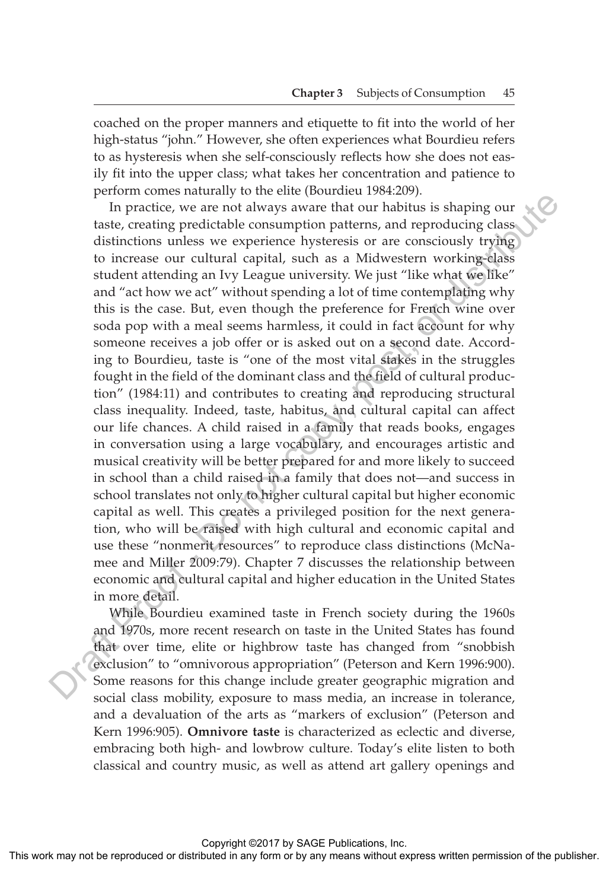coached on the proper manners and etiquette to fit into the world of her high-status "john." However, she often experiences what Bourdieu refers to as hysteresis when she self-consciously reflects how she does not easily fit into the upper class; what takes her concentration and patience to perform comes naturally to the elite (Bourdieu 1984:209).

In practice, we are not always aware that our habitus is shaping our taste, creating predictable consumption patterns, and reproducing class distinctions unless we experience hysteresis or are consciously trying to increase our cultural capital, such as a Midwestern working-class student attending an Ivy League university. We just "like what we like" and "act how we act" without spending a lot of time contemplating why this is the case. But, even though the preference for French wine over soda pop with a meal seems harmless, it could in fact account for why someone receives a job offer or is asked out on a second date. According to Bourdieu, taste is "one of the most vital stakes in the struggles fought in the field of the dominant class and the field of cultural production" (1984:11) and contributes to creating and reproducing structural class inequality. Indeed, taste, habitus, and cultural capital can affect our life chances. A child raised in a family that reads books, engages in conversation using a large vocabulary, and encourages artistic and musical creativity will be better prepared for and more likely to succeed in school than a child raised in a family that does not—and success in school translates not only to higher cultural capital but higher economic capital as well. This creates a privileged position for the next generation, who will be raised with high cultural and economic capital and use these "nonmerit resources" to reproduce class distinctions (McNamee and Miller 2009:79). Chapter 7 discusses the relationship between economic and cultural capital and higher education in the United States in more detail.

While Bourdieu examined taste in French society during the 1960s and 1970s, more recent research on taste in the United States has found that over time, elite or highbrow taste has changed from "snobbish exclusion" to "omnivorous appropriation" (Peterson and Kern 1996:900). Some reasons for this change include greater geographic migration and social class mobility, exposure to mass media, an increase in tolerance, and a devaluation of the arts as "markers of exclusion" (Peterson and Kern 1996:905). **Omnivore taste** is characterized as eclectic and diverse, embracing both high- and lowbrow culture. Today's elite listen to both classical and country music, as well as attend art gallery openings and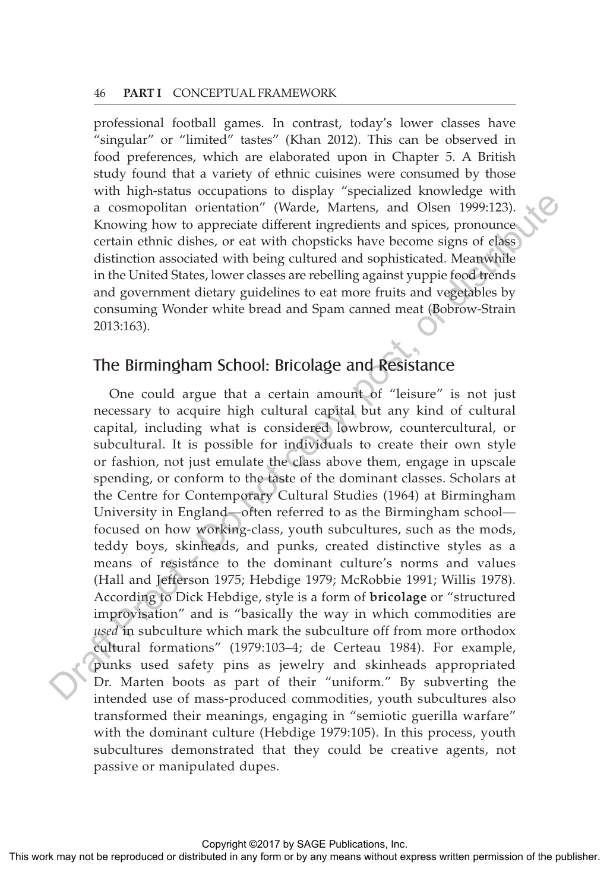professional football games. In contrast, today's lower classes have "singular" or "limited" tastes" (Khan 2012). This can be observed in food preferences, which are elaborated upon in Chapter 5. A British study found that a variety of ethnic cuisines were consumed by those with high-status occupations to display "specialized knowledge with a cosmopolitan orientation" (Warde, Martens, and Olsen 1999:123). Knowing how to appreciate different ingredients and spices, pronounce certain ethnic dishes, or eat with chopsticks have become signs of class distinction associated with being cultured and sophisticated. Meanwhile in the United States, lower classes are rebelling against yuppie food trends and government dietary guidelines to eat more fruits and vegetables by consuming Wonder white bread and Spam canned meat (Bobrow-Strain 2013:163).

## The Birmingham School: Bricolage and Resistance

One could argue that a certain amount of "leisure" is not just necessary to acquire high cultural capital but any kind of cultural capital, including what is considered lowbrow, countercultural, or subcultural. It is possible for individuals to create their own style or fashion, not just emulate the class above them, engage in upscale spending, or conform to the taste of the dominant classes. Scholars at the Centre for Contemporary Cultural Studies (1964) at Birmingham University in England—often referred to as the Birmingham school—focused on how working-class, youth subcultures, such as the mods, teddy boys, skinheads, and punks, created distinctive styles as a means of resistance to the dominant culture's norms and values (Hall and Jefferson 1975; Hebdige 1979; McRobbie 1991; Willis 1978). According to Dick Hebdige, style is a form of **bricolage** or "structured improvisation" and is "basically the way in which commodities are *used* in subculture which mark the subculture off from more orthodox cultural formations" (1979:103–4; de Certeau 1984). For example, punks used safety pins as jewelry and skinheads appropriated Dr. Marten boots as part of their "uniform." By subverting the intended use of mass-produced commodities, youth subcultures also transformed their meanings, engaging in "semiotic guerilla warfare" with the dominant culture (Hebdige 1979:105). In this process, youth subcultures demonstrated that they could be creative agents, not passive or manipulated dupes.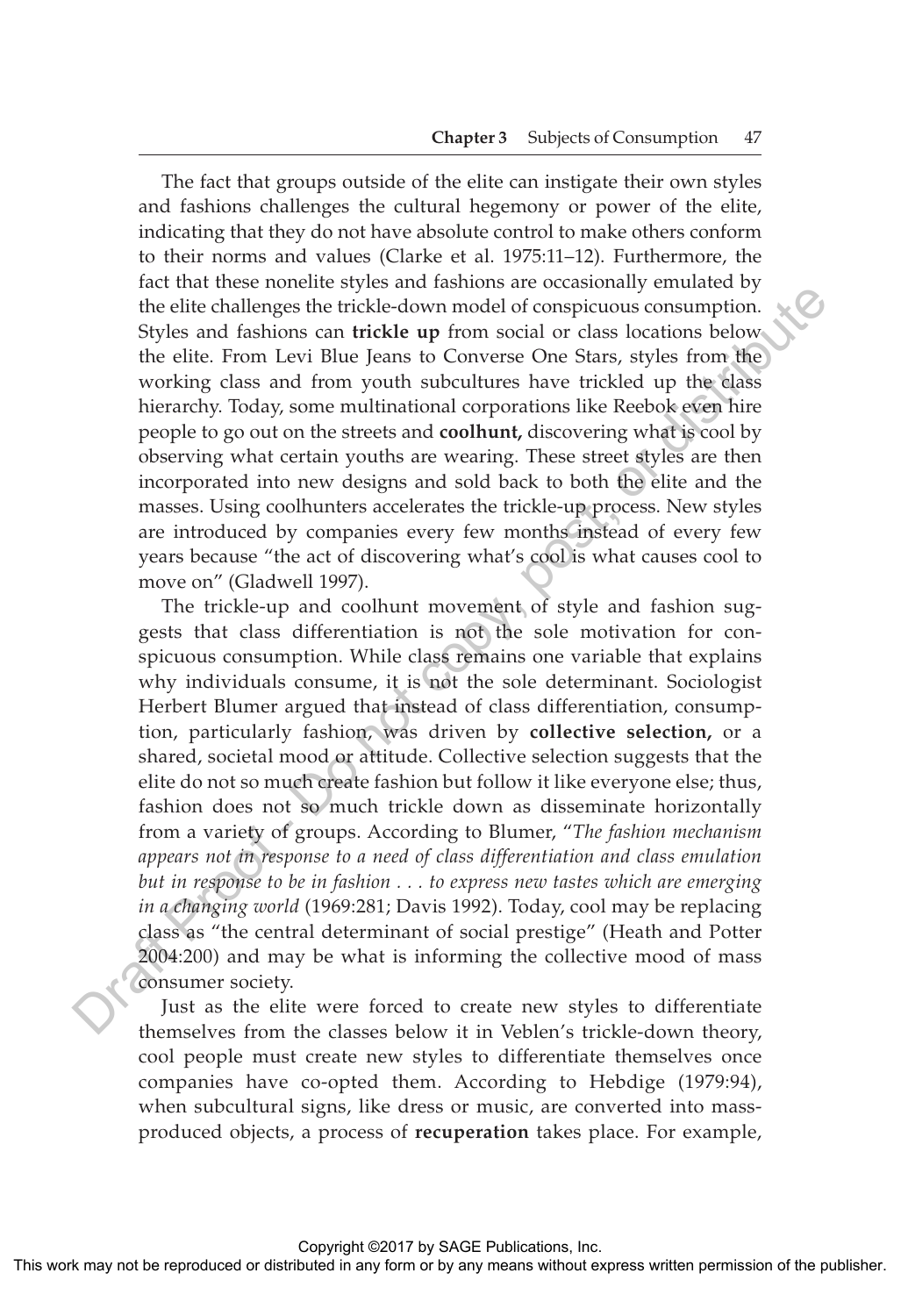The fact that groups outside of the elite can instigate their own styles and fashions challenges the cultural hegemony or power of the elite, indicating that they do not have absolute control to make others conform to their norms and values (Clarke et al. 1975:11–12). Furthermore, the fact that these nonelite styles and fashions are occasionally emulated by the elite challenges the trickle-down model of conspicuous consumption. Styles and fashions can **trickle up** from social or class locations below the elite. From Levi Blue Jeans to Converse One Stars, styles from the working class and from youth subcultures have trickled up the class hierarchy. Today, some multinational corporations like Reebok even hire people to go out on the streets and **coolhunt,** discovering what is cool by observing what certain youths are wearing. These street styles are then incorporated into new designs and sold back to both the elite and the masses. Using coolhunters accelerates the trickle-up process. New styles are introduced by companies every few months instead of every few years because "the act of discovering what's cool is what causes cool to move on" (Gladwell 1997).

The trickle-up and coolhunt movement of style and fashion suggests that class differentiation is not the sole motivation for conspicuous consumption. While class remains one variable that explains why individuals consume, it is not the sole determinant. Sociologist Herbert Blumer argued that instead of class differentiation, consumption, particularly fashion, was driven by **collective selection,** or a shared, societal mood or attitude. Collective selection suggests that the elite do not so much create fashion but follow it like everyone else; thus, fashion does not so much trickle down as disseminate horizontally from a variety of groups. According to Blumer, "*The fashion mechanism appears not in response to a need of class differentiation and class emulation but in response to be in fashion . . . to express new tastes which are emerging in a changing world* (1969:281; Davis 1992). Today, cool may be replacing class as "the central determinant of social prestige" (Heath and Potter 2004:200) and may be what is informing the collective mood of mass consumer society.

Just as the elite were forced to create new styles to differentiate themselves from the classes below it in Veblen's trickle-down theory, cool people must create new styles to differentiate themselves once companies have co-opted them. According to Hebdige (1979:94), when subcultural signs, like dress or music, are converted into mass-produced objects, a process of **recuperation** takes place. For example,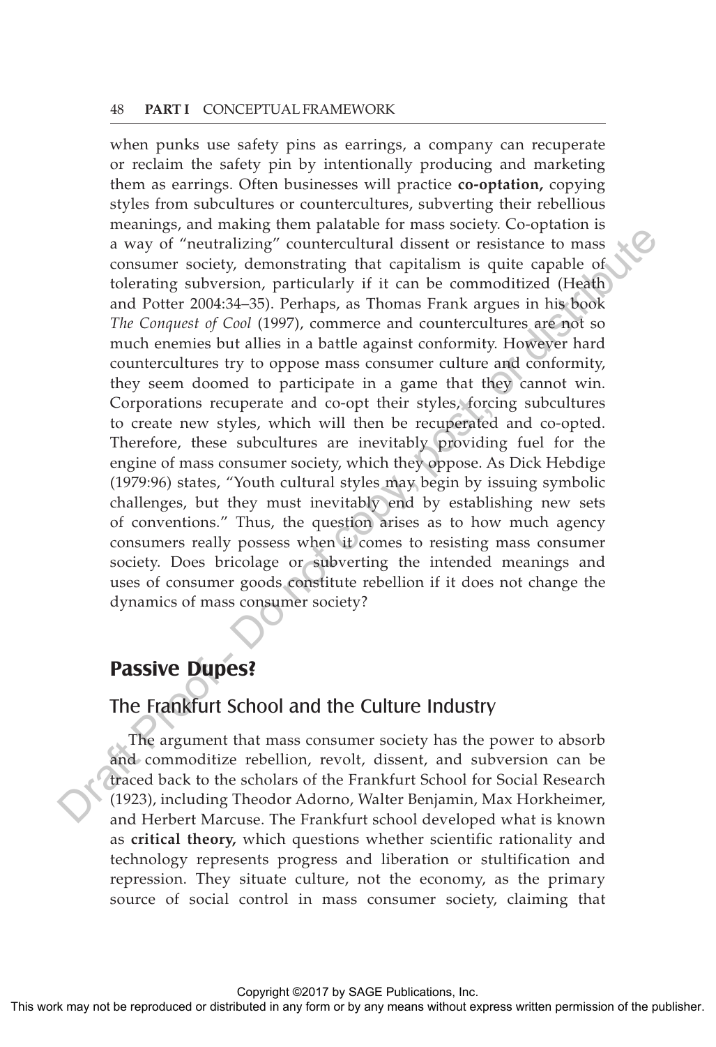when punks use safety pins as earrings, a company can recuperate or reclaim the safety pin by intentionally producing and marketing them as earrings. Often businesses will practice **co-optation,** copying styles from subcultures or countercultures, subverting their rebellious meanings, and making them palatable for mass society. Co-optation is a way of "neutralizing" countercultural dissent or resistance to mass consumer society, demonstrating that capitalism is quite capable of tolerating subversion, particularly if it can be commoditized (Heath and Potter 2004:34–35). Perhaps, as Thomas Frank argues in his book *The Conquest of Cool* (1997), commerce and countercultures are not so much enemies but allies in a battle against conformity. However hard countercultures try to oppose mass consumer culture and conformity, they seem doomed to participate in a game that they cannot win. Corporations recuperate and co-opt their styles, forcing subcultures to create new styles, which will then be recuperated and co-opted. Therefore, these subcultures are inevitably providing fuel for the engine of mass consumer society, which they oppose. As Dick Hebdige (1979:96) states, "Youth cultural styles may begin by issuing symbolic challenges, but they must inevitably end by establishing new sets of conventions." Thus, the question arises as to how much agency consumers really possess when it comes to resisting mass consumer society. Does bricolage or subverting the intended meanings and uses of consumer goods constitute rebellion if it does not change the dynamics of mass consumer society?

## Passive Dupes?

### The Frankfurt School and the Culture Industry

The argument that mass consumer society has the power to absorb and commoditize rebellion, revolt, dissent, and subversion can be traced back to the scholars of the Frankfurt School for Social Research (1923), including Theodor Adorno, Walter Benjamin, Max Horkheimer, and Herbert Marcuse. The Frankfurt school developed what is known as **critical theory,** which questions whether scientific rationality and technology represents progress and liberation or stultification and repression. They situate culture, not the economy, as the primary source of social control in mass consumer society, claiming that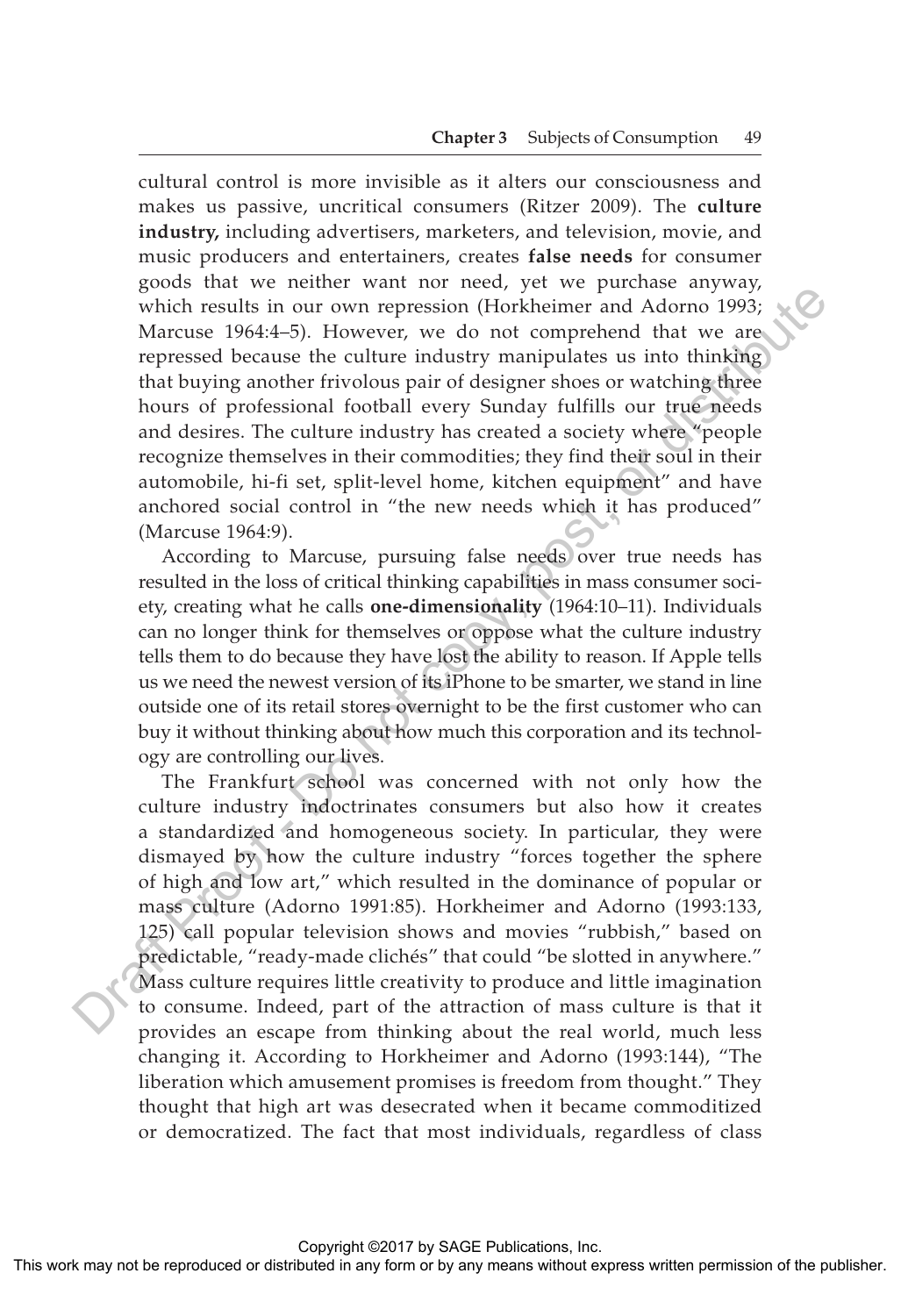cultural control is more invisible as it alters our consciousness and makes us passive, uncritical consumers (Ritzer 2009). The **culture industry,** including advertisers, marketers, and television, movie, and music producers and entertainers, creates **false needs** for consumer goods that we neither want nor need, yet we purchase anyway, which results in our own repression (Horkheimer and Adorno 1993; Marcuse 1964:4–5). However, we do not comprehend that we are repressed because the culture industry manipulates us into thinking that buying another frivolous pair of designer shoes or watching three hours of professional football every Sunday fulfills our true needs and desires. The culture industry has created a society where "people recognize themselves in their commodities; they find their soul in their automobile, hi-fi set, split-level home, kitchen equipment" and have anchored social control in "the new needs which it has produced" (Marcuse 1964:9).

According to Marcuse, pursuing false needs over true needs has resulted in the loss of critical thinking capabilities in mass consumer society, creating what he calls **one-dimensionality** (1964:10–11). Individuals can no longer think for themselves or oppose what the culture industry tells them to do because they have lost the ability to reason. If Apple tells us we need the newest version of its iPhone to be smarter, we stand in line outside one of its retail stores overnight to be the first customer who can buy it without thinking about how much this corporation and its technology are controlling our lives.

The Frankfurt school was concerned with not only how the culture industry indoctrinates consumers but also how it creates a standardized and homogeneous society. In particular, they were dismayed by how the culture industry "forces together the sphere of high and low art," which resulted in the dominance of popular or mass culture (Adorno 1991:85). Horkheimer and Adorno (1993:133, 125) call popular television shows and movies "rubbish," based on predictable, "ready-made clichés" that could "be slotted in anywhere." Mass culture requires little creativity to produce and little imagination to consume. Indeed, part of the attraction of mass culture is that it provides an escape from thinking about the real world, much less changing it. According to Horkheimer and Adorno (1993:144), "The liberation which amusement promises is freedom from thought." They thought that high art was desecrated when it became commoditized or democratized. The fact that most individuals, regardless of class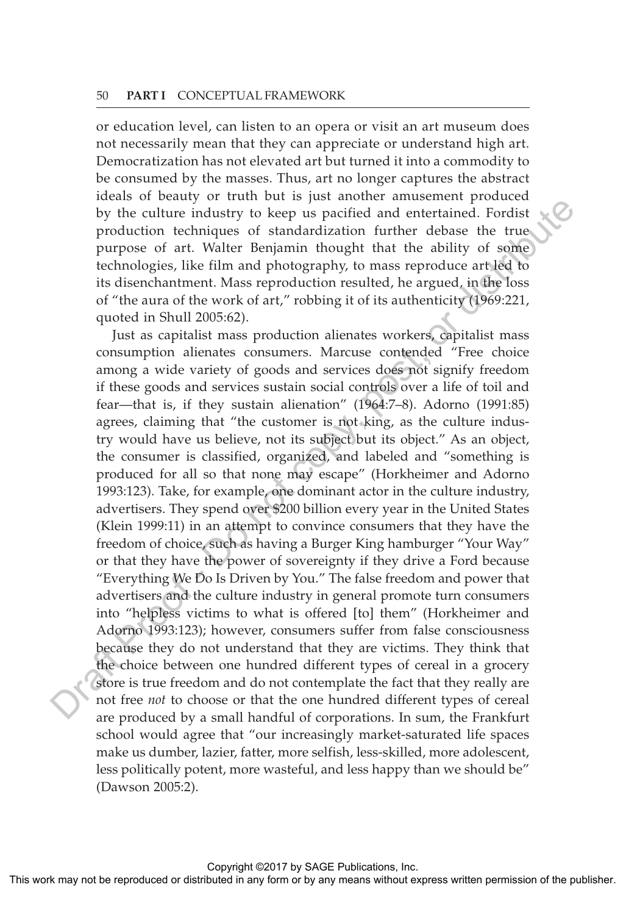or education level, can listen to an opera or visit an art museum does not necessarily mean that they can appreciate or understand high art. Democratization has not elevated art but turned it into a commodity to be consumed by the masses. Thus, art no longer captures the abstract ideals of beauty or truth but is just another amusement produced by the culture industry to keep us pacified and entertained. Fordist production techniques of standardization further debase the true purpose of art. Walter Benjamin thought that the ability of some technologies, like film and photography, to mass reproduce art led to its disenchantment. Mass reproduction resulted, he argued, in the loss of "the aura of the work of art," robbing it of its authenticity (1969:221, quoted in Shull 2005:62).

Just as capitalist mass production alienates workers, capitalist mass consumption alienates consumers. Marcuse contended "Free choice among a wide variety of goods and services does not signify freedom if these goods and services sustain social controls over a life of toil and fear—that is, if they sustain alienation" (1964:7–8). Adorno (1991:85) agrees, claiming that "the customer is not king, as the culture industry would have us believe, not its subject but its object." As an object, the consumer is classified, organized, and labeled and "something is produced for all so that none may escape" (Horkheimer and Adorno 1993:123). Take, for example, one dominant actor in the culture industry, advertisers. They spend over $200 billion every year in the United States (Klein 1999:11) in an attempt to convince consumers that they have the freedom of choice, such as having a Burger King hamburger "Your Way" or that they have the power of sovereignty if they drive a Ford because "Everything We Do Is Driven by You." The false freedom and power that advertisers and the culture industry in general promote turn consumers into "helpless victims to what is offered [to] them" (Horkheimer and Adorno 1993:123); however, consumers suffer from false consciousness because they do not understand that they are victims. They think that the choice between one hundred different types of cereal in a grocery store is true freedom and do not contemplate the fact that they really are not free *not* to choose or that the one hundred different types of cereal are produced by a small handful of corporations. In sum, the Frankfurt school would agree that "our increasingly market-saturated life spaces make us dumber, lazier, fatter, more selfish, less-skilled, more adolescent, less politically potent, more wasteful, and less happy than we should be" (Dawson 2005:2).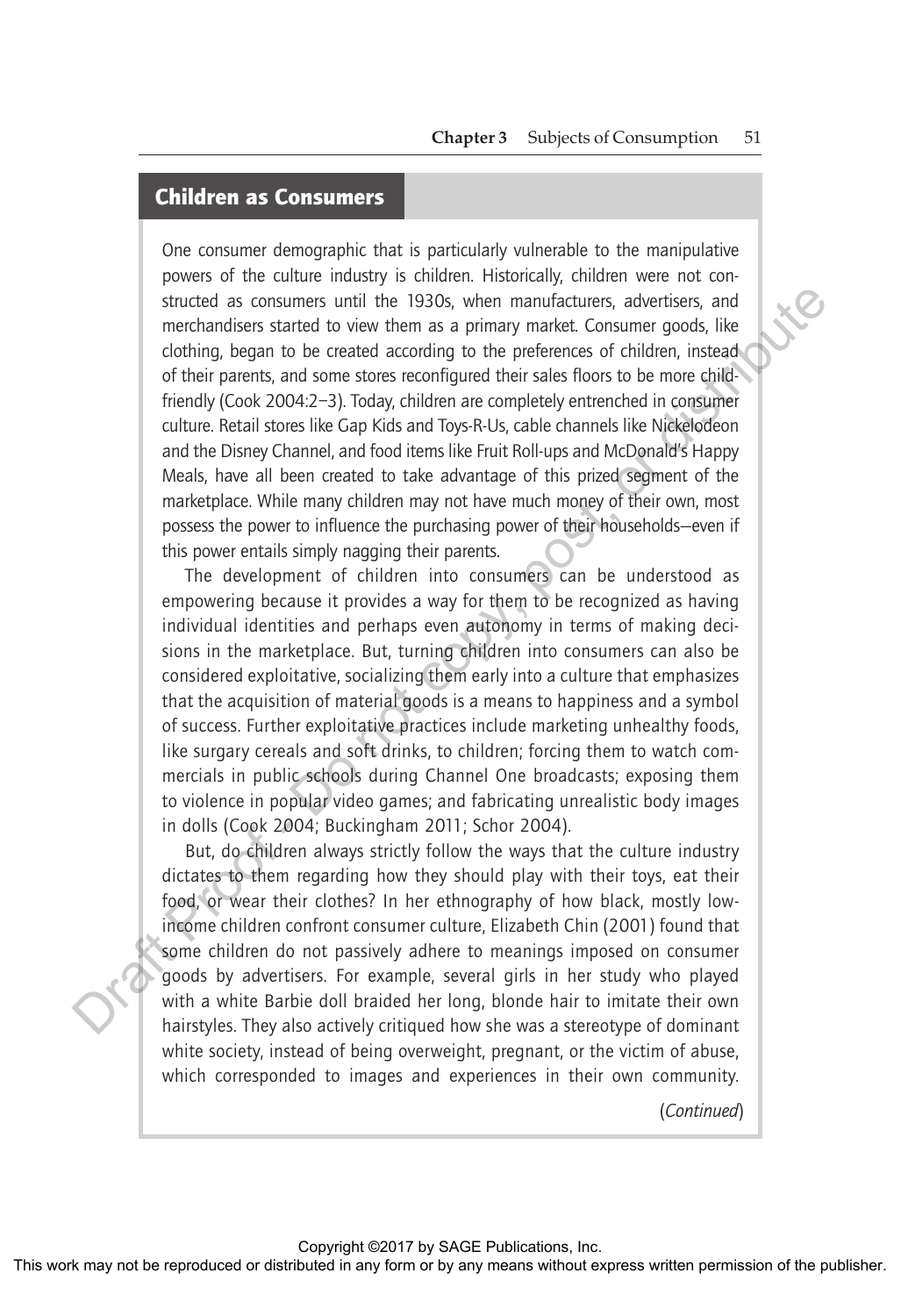## Children as Consumers

One consumer demographic that is particularly vulnerable to the manipulative powers of the culture industry is children. Historically, children were not constructed as consumers until the 1930s, when manufacturers, advertisers, and merchandisers started to view them as a primary market. Consumer goods, like clothing, began to be created according to the preferences of children, instead of their parents, and some stores reconfigured their sales floors to be more child-friendly (Cook 2004:2–3). Today, children are completely entrenched in consumer culture. Retail stores like Gap Kids and Toys-R-Us, cable channels like Nickelodeon and the Disney Channel, and food items like Fruit Roll-ups and McDonald's Happy Meals, have all been created to take advantage of this prized segment of the marketplace. While many children may not have much money of their own, most possess the power to influence the purchasing power of their households—even if this power entails simply nagging their parents.

The development of children into consumers can be understood as empowering because it provides a way for them to be recognized as having individual identities and perhaps even autonomy in terms of making decisions in the marketplace. But, turning children into consumers can also be considered exploitative, socializing them early into a culture that emphasizes that the acquisition of material goods is a means to happiness and a symbol of success. Further exploitative practices include marketing unhealthy foods, like surgary cereals and soft drinks, to children; forcing them to watch commercials in public schools during Channel One broadcasts; exposing them to violence in popular video games; and fabricating unrealistic body images in dolls (Cook 2004; Buckingham 2011; Schor 2004).

But, do children always strictly follow the ways that the culture industry dictates to them regarding how they should play with their toys, eat their food, or wear their clothes? In her ethnography of how black, mostly low-income children confront consumer culture, Elizabeth Chin (2001) found that some children do not passively adhere to meanings imposed on consumer goods by advertisers. For example, several girls in her study who played with a white Barbie doll braided her long, blonde hair to imitate their own hairstyles. They also actively critiqued how she was a stereotype of dominant white society, instead of being overweight, pregnant, or the victim of abuse, which corresponded to images and experiences in their own community.

(*Continued*)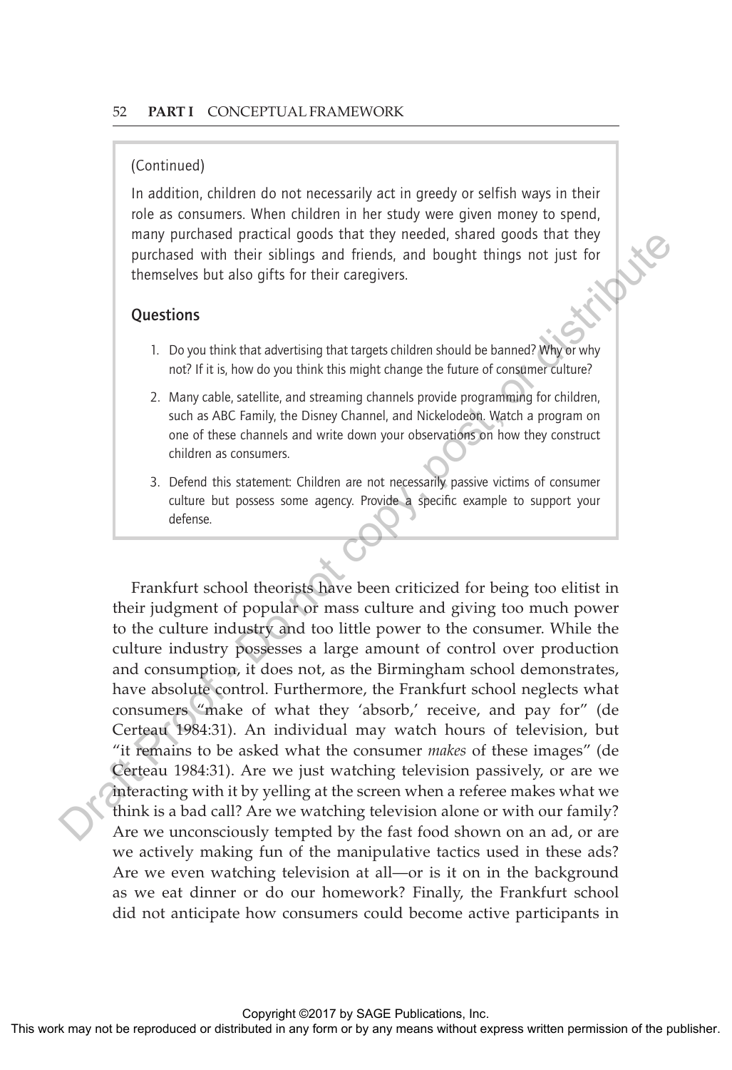(Continued)

In addition, children do not necessarily act in greedy or selfish ways in their role as consumers. When children in her study were given money to spend, many purchased practical goods that they needed, shared goods that they purchased with their siblings and friends, and bought things not just for themselves but also gifts for their caregivers.

### Questions

1. Do you think that advertising that targets children should be banned? Why or why not? If it is, how do you think this might change the future of consumer culture?
2. Many cable, satellite, and streaming channels provide programming for children, such as ABC Family, the Disney Channel, and Nickelodeon. Watch a program on one of these channels and write down your observations on how they construct children as consumers.
3. Defend this statement: Children are not necessarily passive victims of consumer culture but possess some agency. Provide a specific example to support your defense.

Frankfurt school theorists have been criticized for being too elitist in their judgment of popular or mass culture and giving too much power to the culture industry and too little power to the consumer. While the culture industry possesses a large amount of control over production and consumption, it does not, as the Birmingham school demonstrates, have absolute control. Furthermore, the Frankfurt school neglects what consumers "make of what they 'absorb,' receive, and pay for" (de Certeau 1984:31). An individual may watch hours of television, but "it remains to be asked what the consumer *makes* of these images" (de Certeau 1984:31). Are we just watching television passively, or are we interacting with it by yelling at the screen when a referee makes what we think is a bad call? Are we watching television alone or with our family? Are we unconsciously tempted by the fast food shown on an ad, or are we actively making fun of the manipulative tactics used in these ads? Are we even watching television at all—or is it on in the background as we eat dinner or do our homework? Finally, the Frankfurt school did not anticipate how consumers could become active participants in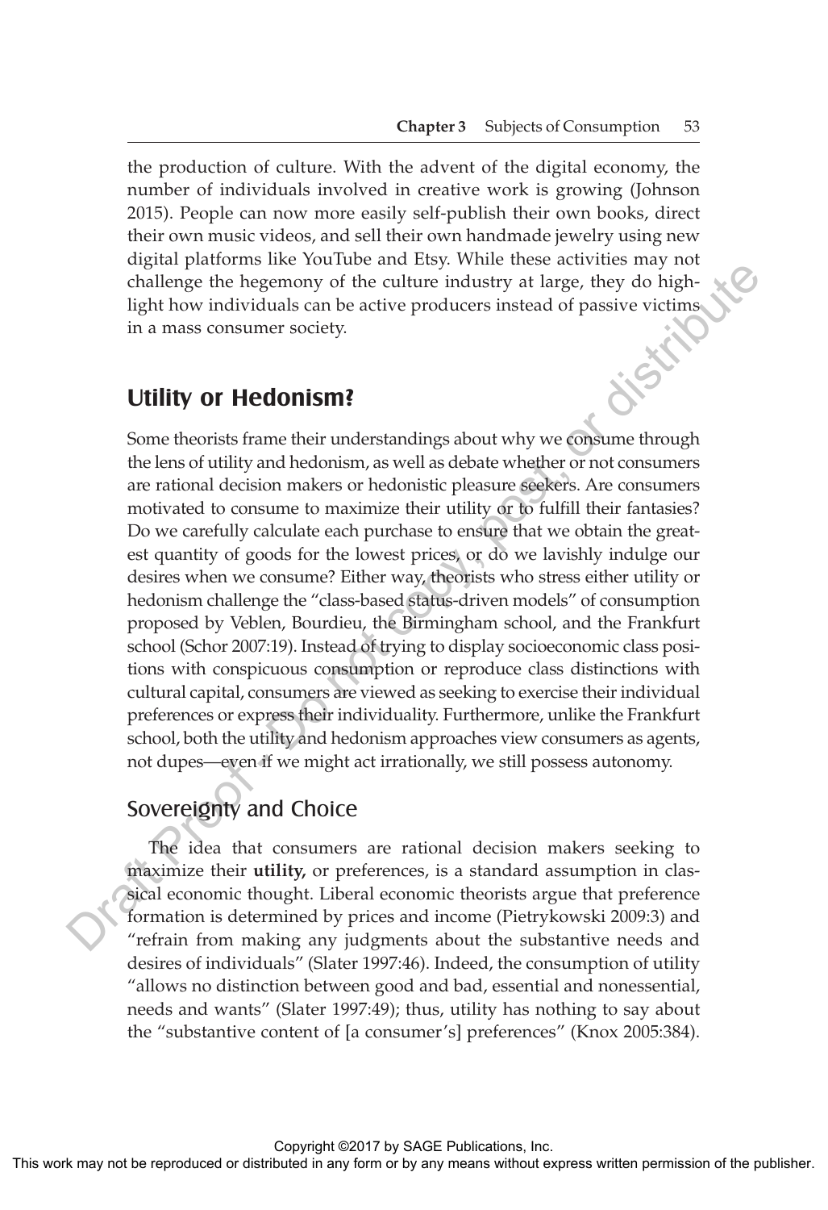the production of culture. With the advent of the digital economy, the number of individuals involved in creative work is growing (Johnson 2015). People can now more easily self-publish their own books, direct their own music videos, and sell their own handmade jewelry using new digital platforms like YouTube and Etsy. While these activities may not challenge the hegemony of the culture industry at large, they do highlight how individuals can be active producers instead of passive victims in a mass consumer society.

## Utility or Hedonism?

Some theorists frame their understandings about why we consume through the lens of utility and hedonism, as well as debate whether or not consumers are rational decision makers or hedonistic pleasure seekers. Are consumers motivated to consume to maximize their utility or to fulfill their fantasies? Do we carefully calculate each purchase to ensure that we obtain the greatest quantity of goods for the lowest prices, or do we lavishly indulge our desires when we consume? Either way, theorists who stress either utility or hedonism challenge the "class-based status-driven models" of consumption proposed by Veblen, Bourdieu, the Birmingham school, and the Frankfurt school (Schor 2007:19). Instead of trying to display socioeconomic class positions with conspicuous consumption or reproduce class distinctions with cultural capital, consumers are viewed as seeking to exercise their individual preferences or express their individuality. Furthermore, unlike the Frankfurt school, both the utility and hedonism approaches view consumers as agents, not dupes—even if we might act irrationally, we still possess autonomy.

### Sovereignty and Choice

The idea that consumers are rational decision makers seeking to maximize their **utility,** or preferences, is a standard assumption in classical economic thought. Liberal economic theorists argue that preference formation is determined by prices and income (Pietrykowski 2009:3) and "refrain from making any judgments about the substantive needs and desires of individuals" (Slater 1997:46). Indeed, the consumption of utility "allows no distinction between good and bad, essential and nonessential, needs and wants" (Slater 1997:49); thus, utility has nothing to say about the "substantive content of [a consumer's] preferences" (Knox 2005:384).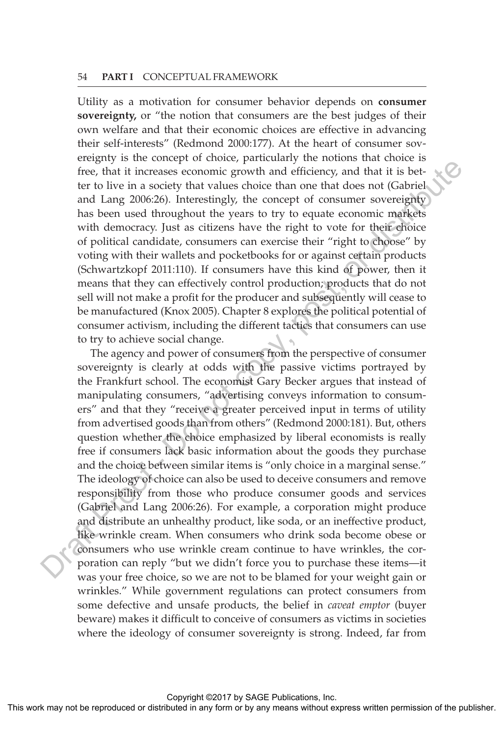Utility as a motivation for consumer behavior depends on **consumer sovereignty,** or "the notion that consumers are the best judges of their own welfare and that their economic choices are effective in advancing their self-interests" (Redmond 2000:177). At the heart of consumer sovereignty is the concept of choice, particularly the notions that choice is free, that it increases economic growth and efficiency, and that it is better to live in a society that values choice than one that does not (Gabriel and Lang 2006:26). Interestingly, the concept of consumer sovereignty has been used throughout the years to try to equate economic markets with democracy. Just as citizens have the right to vote for their choice of political candidate, consumers can exercise their "right to choose" by voting with their wallets and pocketbooks for or against certain products (Schwartzkopf 2011:110). If consumers have this kind of power, then it means that they can effectively control production; products that do not sell will not make a profit for the producer and subsequently will cease to be manufactured (Knox 2005). Chapter 8 explores the political potential of consumer activism, including the different tactics that consumers can use to try to achieve social change.

The agency and power of consumers from the perspective of consumer sovereignty is clearly at odds with the passive victims portrayed by the Frankfurt school. The economist Gary Becker argues that instead of manipulating consumers, "advertising conveys information to consumers" and that they "receive a greater perceived input in terms of utility from advertised goods than from others" (Redmond 2000:181). But, others question whether the choice emphasized by liberal economists is really free if consumers lack basic information about the goods they purchase and the choice between similar items is "only choice in a marginal sense." The ideology of choice can also be used to deceive consumers and remove responsibility from those who produce consumer goods and services (Gabriel and Lang 2006:26). For example, a corporation might produce and distribute an unhealthy product, like soda, or an ineffective product, like wrinkle cream. When consumers who drink soda become obese or consumers who use wrinkle cream continue to have wrinkles, the corporation can reply "but we didn't force you to purchase these items—it was your free choice, so we are not to be blamed for your weight gain or wrinkles." While government regulations can protect consumers from some defective and unsafe products, the belief in *caveat emptor* (buyer beware) makes it difficult to conceive of consumers as victims in societies where the ideology of consumer sovereignty is strong. Indeed, far from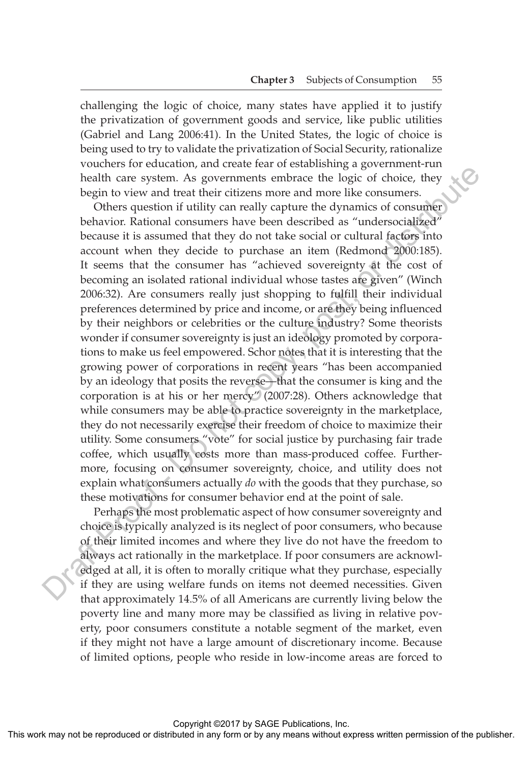challenging the logic of choice, many states have applied it to justify the privatization of government goods and service, like public utilities (Gabriel and Lang 2006:41). In the United States, the logic of choice is being used to try to validate the privatization of Social Security, rationalize vouchers for education, and create fear of establishing a government-run health care system. As governments embrace the logic of choice, they begin to view and treat their citizens more and more like consumers.

Others question if utility can really capture the dynamics of consumer behavior. Rational consumers have been described as "undersocialized" because it is assumed that they do not take social or cultural factors into account when they decide to purchase an item (Redmond 2000:185). It seems that the consumer has "achieved sovereignty at the cost of becoming an isolated rational individual whose tastes are given" (Winch 2006:32). Are consumers really just shopping to fulfill their individual preferences determined by price and income, or are they being influenced by their neighbors or celebrities or the culture industry? Some theorists wonder if consumer sovereignty is just an ideology promoted by corporations to make us feel empowered. Schor notes that it is interesting that the growing power of corporations in recent years "has been accompanied by an ideology that posits the reverse—that the consumer is king and the corporation is at his or her mercy" (2007:28). Others acknowledge that while consumers may be able to practice sovereignty in the marketplace, they do not necessarily exercise their freedom of choice to maximize their utility. Some consumers "vote" for social justice by purchasing fair trade coffee, which usually costs more than mass-produced coffee. Furthermore, focusing on consumer sovereignty, choice, and utility does not explain what consumers actually *do* with the goods that they purchase, so these motivations for consumer behavior end at the point of sale.

Perhaps the most problematic aspect of how consumer sovereignty and choice is typically analyzed is its neglect of poor consumers, who because of their limited incomes and where they live do not have the freedom to always act rationally in the marketplace. If poor consumers are acknowledged at all, it is often to morally critique what they purchase, especially if they are using welfare funds on items not deemed necessities. Given that approximately 14.5% of all Americans are currently living below the poverty line and many more may be classified as living in relative poverty, poor consumers constitute a notable segment of the market, even if they might not have a large amount of discretionary income. Because of limited options, people who reside in low-income areas are forced to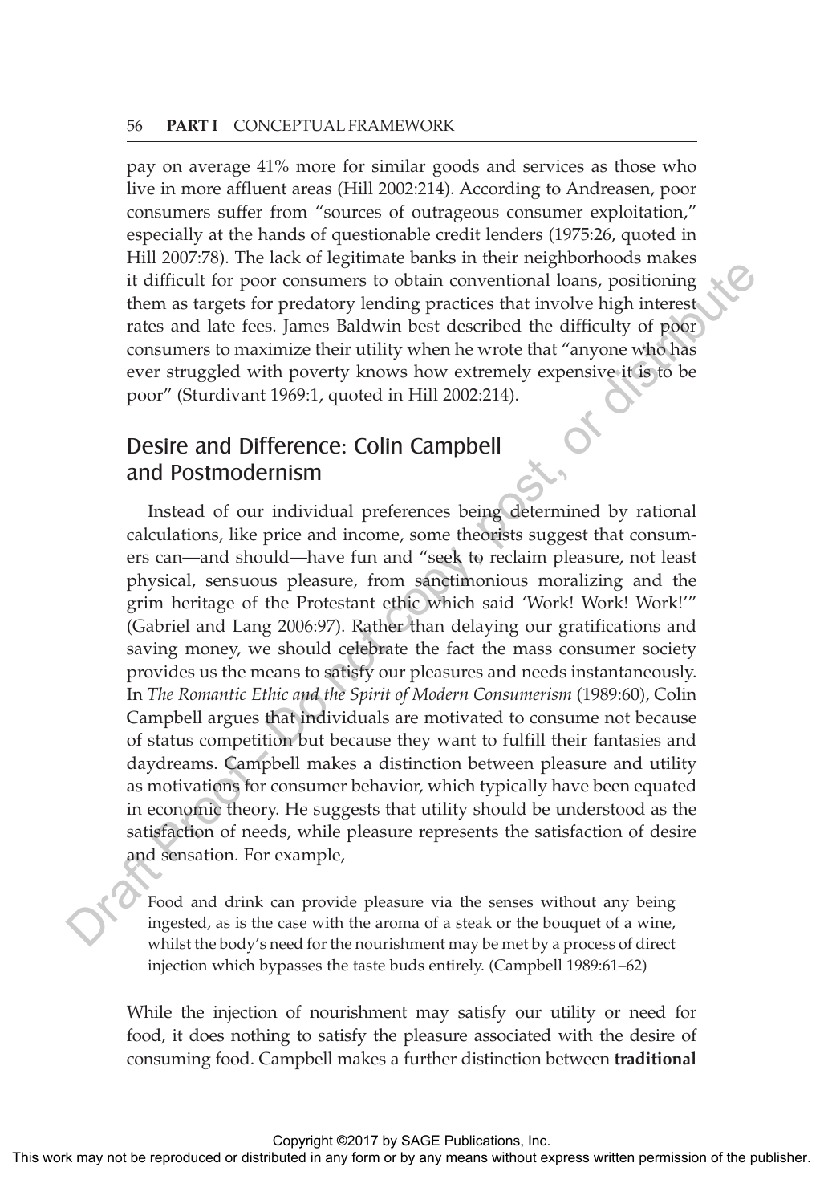pay on average 41% more for similar goods and services as those who live in more affluent areas (Hill 2002:214). According to Andreasen, poor consumers suffer from "sources of outrageous consumer exploitation," especially at the hands of questionable credit lenders (1975:26, quoted in Hill 2007:78). The lack of legitimate banks in their neighborhoods makes it difficult for poor consumers to obtain conventional loans, positioning them as targets for predatory lending practices that involve high interest rates and late fees. James Baldwin best described the difficulty of poor consumers to maximize their utility when he wrote that "anyone who has ever struggled with poverty knows how extremely expensive it is to be poor" (Sturdivant 1969:1, quoted in Hill 2002:214).

## Desire and Difference: Colin Campbell and Postmodernism

Instead of our individual preferences being determined by rational calculations, like price and income, some theorists suggest that consumers can—and should—have fun and "seek to reclaim pleasure, not least physical, sensuous pleasure, from sanctimonious moralizing and the grim heritage of the Protestant ethic which said 'Work! Work! Work!'" (Gabriel and Lang 2006:97). Rather than delaying our gratifications and saving money, we should celebrate the fact the mass consumer society provides us the means to satisfy our pleasures and needs instantaneously. In *The Romantic Ethic and the Spirit of Modern Consumerism* (1989:60), Colin Campbell argues that individuals are motivated to consume not because of status competition but because they want to fulfill their fantasies and daydreams. Campbell makes a distinction between pleasure and utility as motivations for consumer behavior, which typically have been equated in economic theory. He suggests that utility should be understood as the satisfaction of needs, while pleasure represents the satisfaction of desire and sensation. For example,

> Food and drink can provide pleasure via the senses without any being ingested, as is the case with the aroma of a steak or the bouquet of a wine, whilst the body's need for the nourishment may be met by a process of direct injection which bypasses the taste buds entirely. (Campbell 1989:61–62)

While the injection of nourishment may satisfy our utility or need for food, it does nothing to satisfy the pleasure associated with the desire of consuming food. Campbell makes a further distinction between **traditional**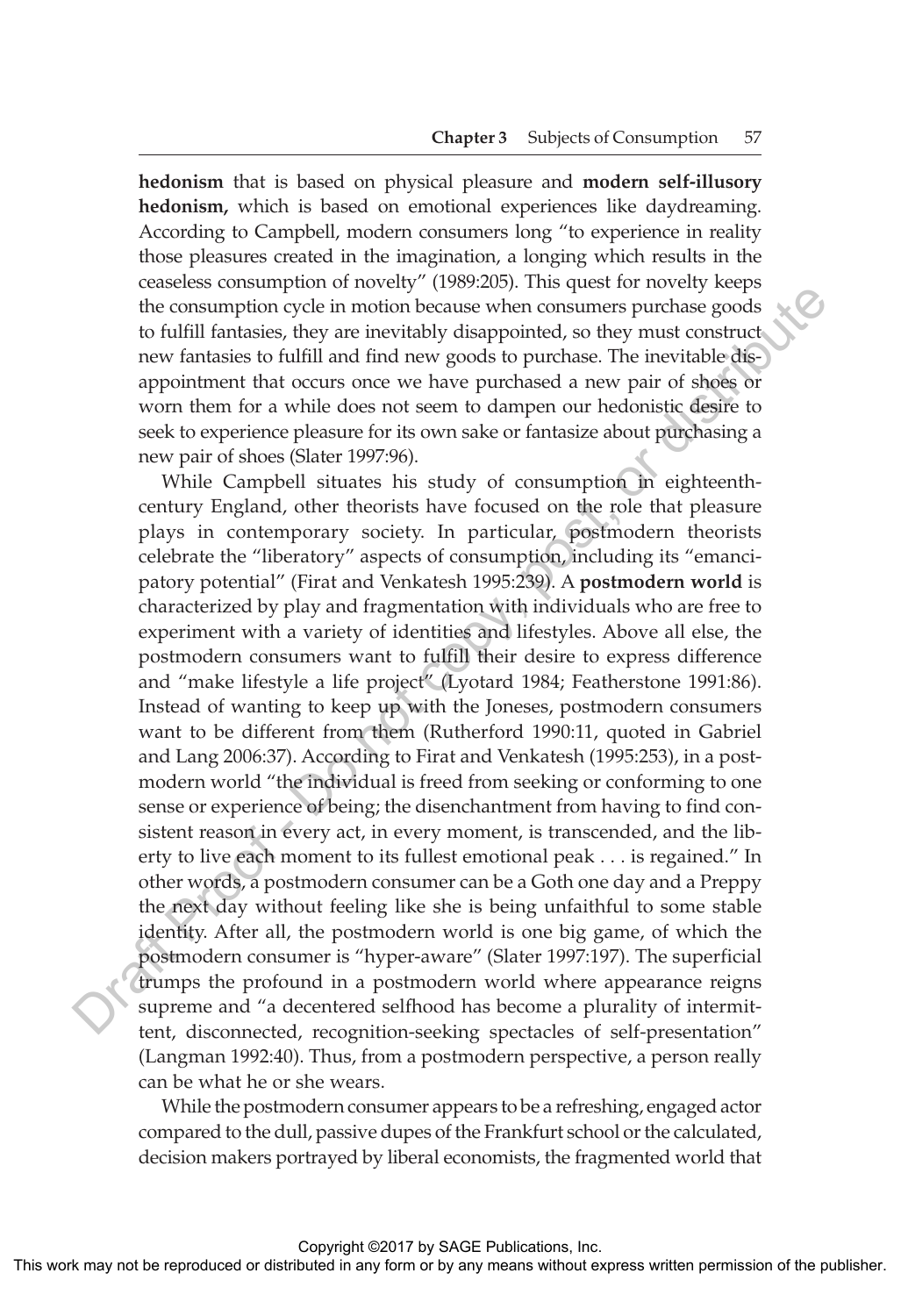**hedonism** that is based on physical pleasure and **modern self-illusory hedonism,** which is based on emotional experiences like daydreaming. According to Campbell, modern consumers long "to experience in reality those pleasures created in the imagination, a longing which results in the ceaseless consumption of novelty" (1989:205). This quest for novelty keeps the consumption cycle in motion because when consumers purchase goods to fulfill fantasies, they are inevitably disappointed, so they must construct new fantasies to fulfill and find new goods to purchase. The inevitable disappointment that occurs once we have purchased a new pair of shoes or worn them for a while does not seem to dampen our hedonistic desire to seek to experience pleasure for its own sake or fantasize about purchasing a new pair of shoes (Slater 1997:96).

While Campbell situates his study of consumption in eighteenth-century England, other theorists have focused on the role that pleasure plays in contemporary society. In particular, postmodern theorists celebrate the "liberatory" aspects of consumption, including its "emancipatory potential" (Firat and Venkatesh 1995:239). A **postmodern world** is characterized by play and fragmentation with individuals who are free to experiment with a variety of identities and lifestyles. Above all else, the postmodern consumers want to fulfill their desire to express difference and "make lifestyle a life project" (Lyotard 1984; Featherstone 1991:86). Instead of wanting to keep up with the Joneses, postmodern consumers want to be different from them (Rutherford 1990:11, quoted in Gabriel and Lang 2006:37). According to Firat and Venkatesh (1995:253), in a postmodern world "the individual is freed from seeking or conforming to one sense or experience of being; the disenchantment from having to find consistent reason in every act, in every moment, is transcended, and the liberty to live each moment to its fullest emotional peak . . . is regained." In other words, a postmodern consumer can be a Goth one day and a Preppy the next day without feeling like she is being unfaithful to some stable identity. After all, the postmodern world is one big game, of which the postmodern consumer is "hyper-aware" (Slater 1997:197). The superficial trumps the profound in a postmodern world where appearance reigns supreme and "a decentered selfhood has become a plurality of intermittent, disconnected, recognition-seeking spectacles of self-presentation" (Langman 1992:40). Thus, from a postmodern perspective, a person really can be what he or she wears.

While the postmodern consumer appears to be a refreshing, engaged actor compared to the dull, passive dupes of the Frankfurt school or the calculated, decision makers portrayed by liberal economists, the fragmented world that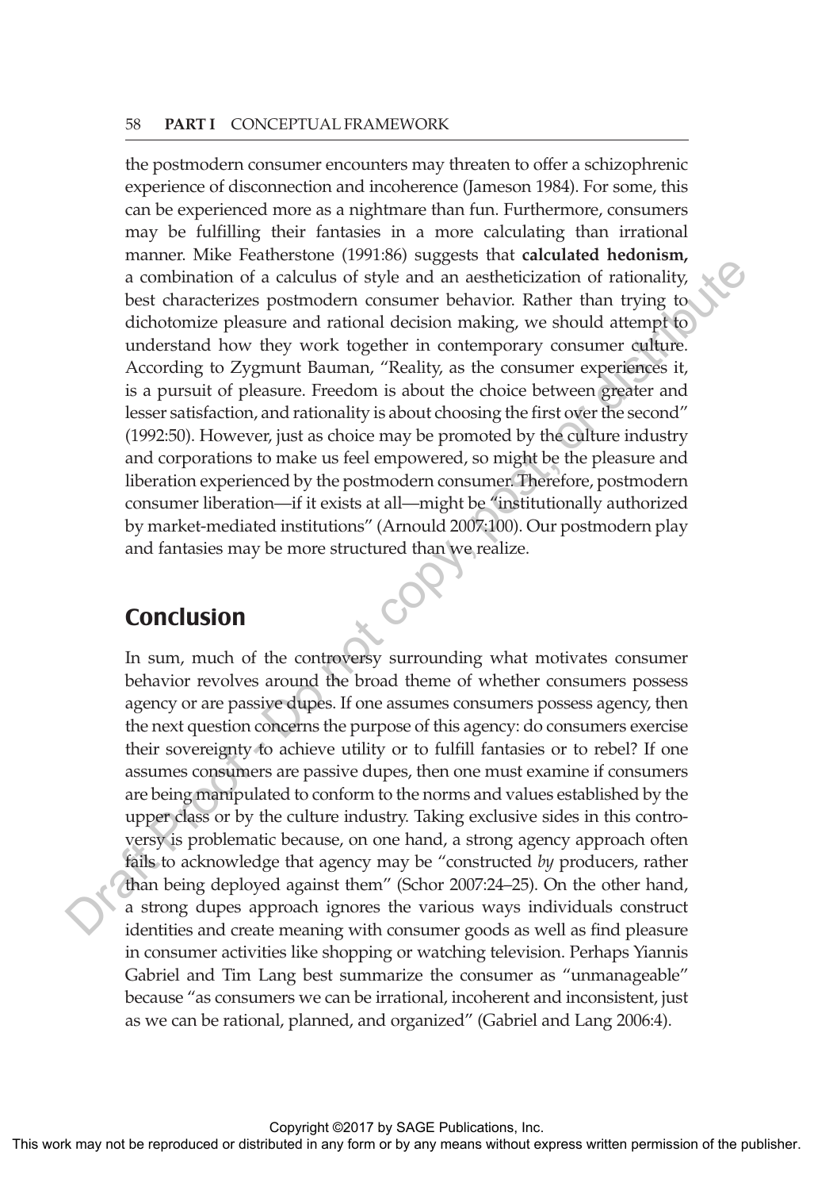the postmodern consumer encounters may threaten to offer a schizophrenic experience of disconnection and incoherence (Jameson 1984). For some, this can be experienced more as a nightmare than fun. Furthermore, consumers may be fulfilling their fantasies in a more calculating than irrational manner. Mike Featherstone (1991:86) suggests that **calculated hedonism,** a combination of a calculus of style and an aestheticization of rationality, best characterizes postmodern consumer behavior. Rather than trying to dichotomize pleasure and rational decision making, we should attempt to understand how they work together in contemporary consumer culture. According to Zygmunt Bauman, "Reality, as the consumer experiences it, is a pursuit of pleasure. Freedom is about the choice between greater and lesser satisfaction, and rationality is about choosing the first over the second" (1992:50). However, just as choice may be promoted by the culture industry and corporations to make us feel empowered, so might be the pleasure and liberation experienced by the postmodern consumer. Therefore, postmodern consumer liberation—if it exists at all—might be "institutionally authorized by market-mediated institutions" (Arnould 2007:100). Our postmodern play and fantasies may be more structured than we realize.

## Conclusion

In sum, much of the controversy surrounding what motivates consumer behavior revolves around the broad theme of whether consumers possess agency or are passive dupes. If one assumes consumers possess agency, then the next question concerns the purpose of this agency: do consumers exercise their sovereignty to achieve utility or to fulfill fantasies or to rebel? If one assumes consumers are passive dupes, then one must examine if consumers are being manipulated to conform to the norms and values established by the upper class or by the culture industry. Taking exclusive sides in this controversy is problematic because, on one hand, a strong agency approach often fails to acknowledge that agency may be "constructed *by* producers, rather than being deployed against them" (Schor 2007:24–25). On the other hand, a strong dupes approach ignores the various ways individuals construct identities and create meaning with consumer goods as well as find pleasure in consumer activities like shopping or watching television. Perhaps Yiannis Gabriel and Tim Lang best summarize the consumer as "unmanageable" because "as consumers we can be irrational, incoherent and inconsistent, just as we can be rational, planned, and organized" (Gabriel and Lang 2006:4).